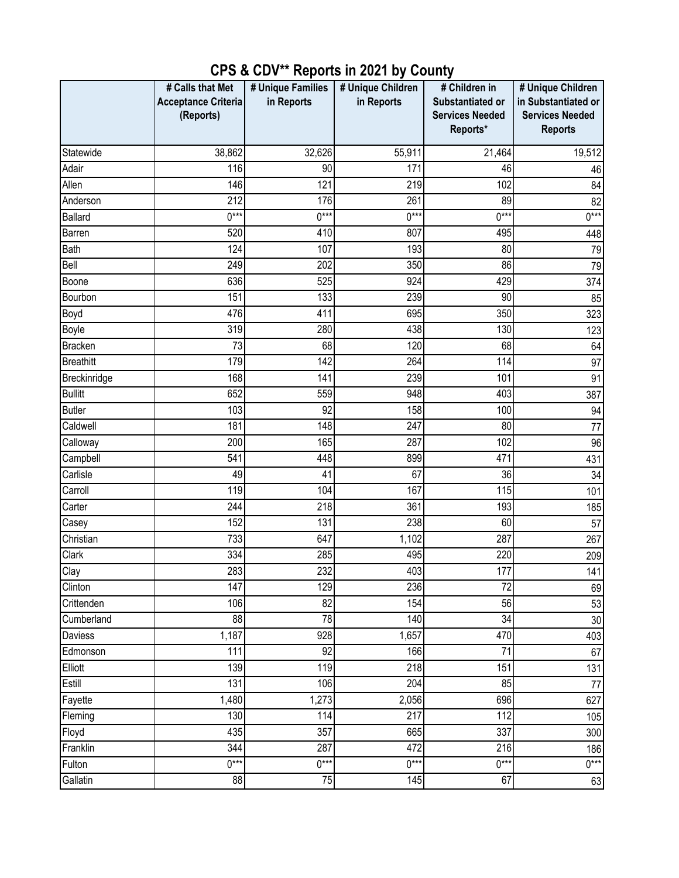# CPS & CDV** Reports in 2021 by County

| | # Calls that Met Acceptance Criteria (Reports) | # Unique Families in Reports | # Unique Children in Reports | # Children in Substantiated or Services Needed Reports* | # Unique Children in Substantiated or Services Needed Reports |
|---|---|---|---|---|---|
| Statewide | 38,862 | 32,626 | 55,911 | 21,464 | 19,512 |
| Adair | 116 | 90 | 171 | 46 | 46 |
| Allen | 146 | 121 | 219 | 102 | 84 |
| Anderson | 212 | 176 | 261 | 89 | 82 |
| Ballard | 0*** | 0*** | 0*** | 0*** | 0*** |
| Barren | 520 | 410 | 807 | 495 | 448 |
| Bath | 124 | 107 | 193 | 80 | 79 |
| Bell | 249 | 202 | 350 | 86 | 79 |
| Boone | 636 | 525 | 924 | 429 | 374 |
| Bourbon | 151 | 133 | 239 | 90 | 85 |
| Boyd | 476 | 411 | 695 | 350 | 323 |
| Boyle | 319 | 280 | 438 | 130 | 123 |
| Bracken | 73 | 68 | 120 | 68 | 64 |
| Breathitt | 179 | 142 | 264 | 114 | 97 |
| Breckinridge | 168 | 141 | 239 | 101 | 91 |
| Bullitt | 652 | 559 | 948 | 403 | 387 |
| Butler | 103 | 92 | 158 | 100 | 94 |
| Caldwell | 181 | 148 | 247 | 80 | 77 |
| Calloway | 200 | 165 | 287 | 102 | 96 |
| Campbell | 541 | 448 | 899 | 471 | 431 |
| Carlisle | 49 | 41 | 67 | 36 | 34 |
| Carroll | 119 | 104 | 167 | 115 | 101 |
| Carter | 244 | 218 | 361 | 193 | 185 |
| Casey | 152 | 131 | 238 | 60 | 57 |
| Christian | 733 | 647 | 1,102 | 287 | 267 |
| Clark | 334 | 285 | 495 | 220 | 209 |
| Clay | 283 | 232 | 403 | 177 | 141 |
| Clinton | 147 | 129 | 236 | 72 | 69 |
| Crittenden | 106 | 82 | 154 | 56 | 53 |
| Cumberland | 88 | 78 | 140 | 34 | 30 |
| Daviess | 1,187 | 928 | 1,657 | 470 | 403 |
| Edmonson | 111 | 92 | 166 | 71 | 67 |
| Elliott | 139 | 119 | 218 | 151 | 131 |
| Estill | 131 | 106 | 204 | 85 | 77 |
| Fayette | 1,480 | 1,273 | 2,056 | 696 | 627 |
| Fleming | 130 | 114 | 217 | 112 | 105 |
| Floyd | 435 | 357 | 665 | 337 | 300 |
| Franklin | 344 | 287 | 472 | 216 | 186 |
| Fulton | 0*** | 0*** | 0*** | 0*** | 0*** |
| Gallatin | 88 | 75 | 145 | 67 | 63 |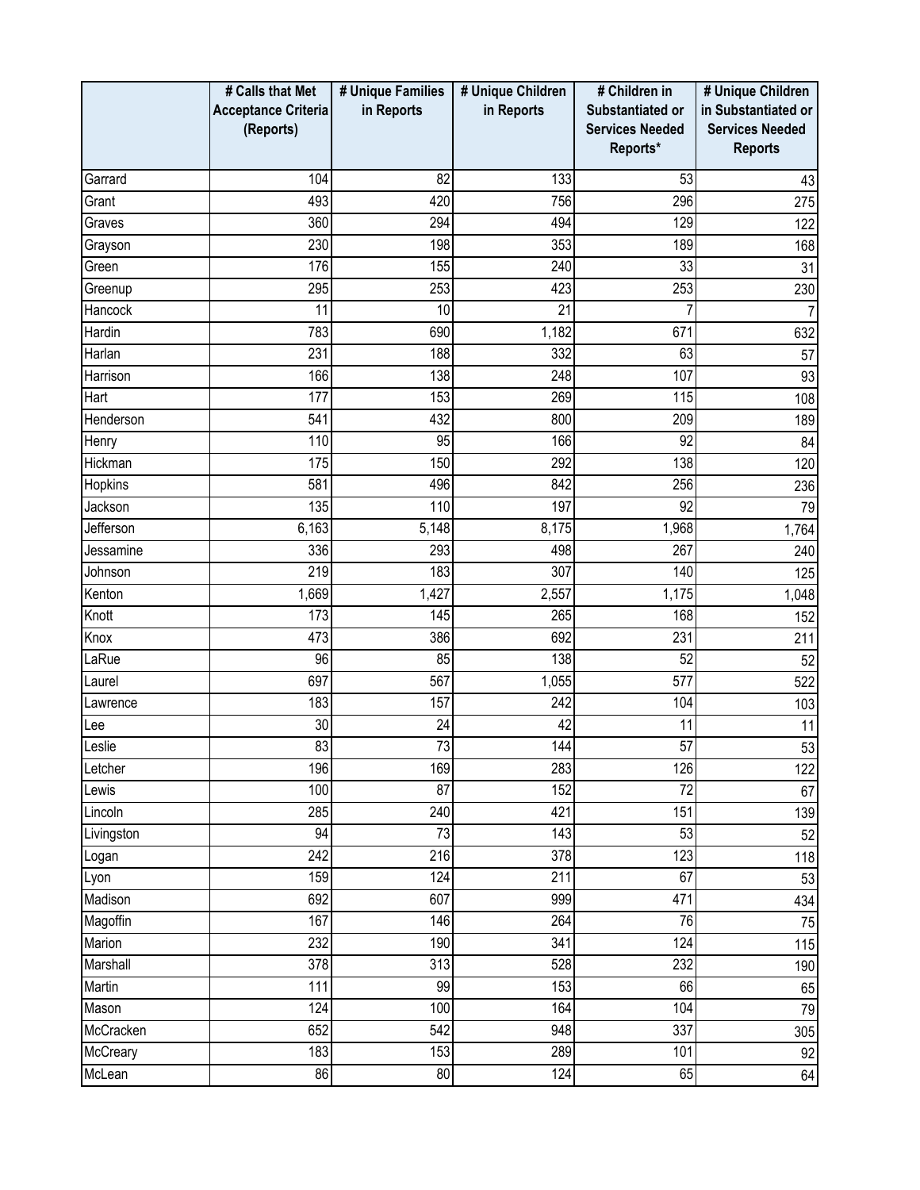| | # Calls that Met Acceptance Criteria (Reports) | # Unique Families in Reports | # Unique Children in Reports | # Children in Substantiated or Services Needed Reports* | # Unique Children in Substantiated or Services Needed Reports |
|---|---|---|---|---|---|
| Garrard | 104 | 82 | 133 | 53 | 43 |
| Grant | 493 | 420 | 756 | 296 | 275 |
| Graves | 360 | 294 | 494 | 129 | 122 |
| Grayson | 230 | 198 | 353 | 189 | 168 |
| Green | 176 | 155 | 240 | 33 | 31 |
| Greenup | 295 | 253 | 423 | 253 | 230 |
| Hancock | 11 | 10 | 21 | 7 | 7 |
| Hardin | 783 | 690 | 1,182 | 671 | 632 |
| Harlan | 231 | 188 | 332 | 63 | 57 |
| Harrison | 166 | 138 | 248 | 107 | 93 |
| Hart | 177 | 153 | 269 | 115 | 108 |
| Henderson | 541 | 432 | 800 | 209 | 189 |
| Henry | 110 | 95 | 166 | 92 | 84 |
| Hickman | 175 | 150 | 292 | 138 | 120 |
| Hopkins | 581 | 496 | 842 | 256 | 236 |
| Jackson | 135 | 110 | 197 | 92 | 79 |
| Jefferson | 6,163 | 5,148 | 8,175 | 1,968 | 1,764 |
| Jessamine | 336 | 293 | 498 | 267 | 240 |
| Johnson | 219 | 183 | 307 | 140 | 125 |
| Kenton | 1,669 | 1,427 | 2,557 | 1,175 | 1,048 |
| Knott | 173 | 145 | 265 | 168 | 152 |
| Knox | 473 | 386 | 692 | 231 | 211 |
| LaRue | 96 | 85 | 138 | 52 | 52 |
| Laurel | 697 | 567 | 1,055 | 577 | 522 |
| Lawrence | 183 | 157 | 242 | 104 | 103 |
| Lee | 30 | 24 | 42 | 11 | 11 |
| Leslie | 83 | 73 | 144 | 57 | 53 |
| Letcher | 196 | 169 | 283 | 126 | 122 |
| Lewis | 100 | 87 | 152 | 72 | 67 |
| Lincoln | 285 | 240 | 421 | 151 | 139 |
| Livingston | 94 | 73 | 143 | 53 | 52 |
| Logan | 242 | 216 | 378 | 123 | 118 |
| Lyon | 159 | 124 | 211 | 67 | 53 |
| Madison | 692 | 607 | 999 | 471 | 434 |
| Magoffin | 167 | 146 | 264 | 76 | 75 |
| Marion | 232 | 190 | 341 | 124 | 115 |
| Marshall | 378 | 313 | 528 | 232 | 190 |
| Martin | 111 | 99 | 153 | 66 | 65 |
| Mason | 124 | 100 | 164 | 104 | 79 |
| McCracken | 652 | 542 | 948 | 337 | 305 |
| McCreary | 183 | 153 | 289 | 101 | 92 |
| McLean | 86 | 80 | 124 | 65 | 64 |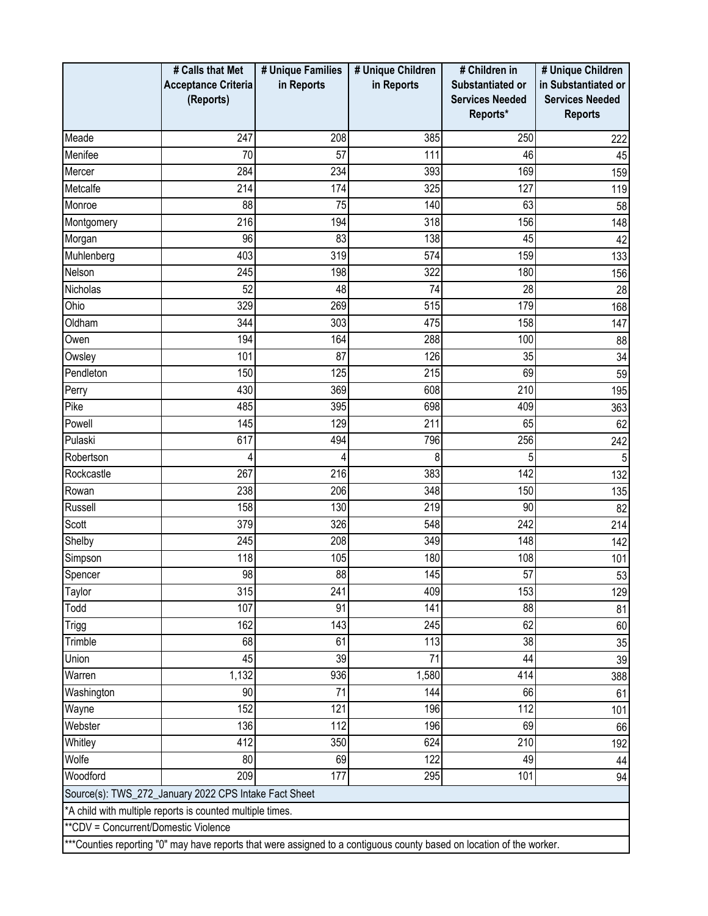| | # Calls that Met Acceptance Criteria (Reports) | # Unique Families in Reports | # Unique Children in Reports | # Children in Substantiated or Services Needed Reports* | # Unique Children in Substantiated or Services Needed Reports |
|---|---|---|---|---|---|
| Meade | 247 | 208 | 385 | 250 | 222 |
| Menifee | 70 | 57 | 111 | 46 | 45 |
| Mercer | 284 | 234 | 393 | 169 | 159 |
| Metcalfe | 214 | 174 | 325 | 127 | 119 |
| Monroe | 88 | 75 | 140 | 63 | 58 |
| Montgomery | 216 | 194 | 318 | 156 | 148 |
| Morgan | 96 | 83 | 138 | 45 | 42 |
| Muhlenberg | 403 | 319 | 574 | 159 | 133 |
| Nelson | 245 | 198 | 322 | 180 | 156 |
| Nicholas | 52 | 48 | 74 | 28 | 28 |
| Ohio | 329 | 269 | 515 | 179 | 168 |
| Oldham | 344 | 303 | 475 | 158 | 147 |
| Owen | 194 | 164 | 288 | 100 | 88 |
| Owsley | 101 | 87 | 126 | 35 | 34 |
| Pendleton | 150 | 125 | 215 | 69 | 59 |
| Perry | 430 | 369 | 608 | 210 | 195 |
| Pike | 485 | 395 | 698 | 409 | 363 |
| Powell | 145 | 129 | 211 | 65 | 62 |
| Pulaski | 617 | 494 | 796 | 256 | 242 |
| Robertson | 4 | 4 | 8 | 5 | 5 |
| Rockcastle | 267 | 216 | 383 | 142 | 132 |
| Rowan | 238 | 206 | 348 | 150 | 135 |
| Russell | 158 | 130 | 219 | 90 | 82 |
| Scott | 379 | 326 | 548 | 242 | 214 |
| Shelby | 245 | 208 | 349 | 148 | 142 |
| Simpson | 118 | 105 | 180 | 108 | 101 |
| Spencer | 98 | 88 | 145 | 57 | 53 |
| Taylor | 315 | 241 | 409 | 153 | 129 |
| Todd | 107 | 91 | 141 | 88 | 81 |
| Trigg | 162 | 143 | 245 | 62 | 60 |
| Trimble | 68 | 61 | 113 | 38 | 35 |
| Union | 45 | 39 | 71 | 44 | 39 |
| Warren | 1,132 | 936 | 1,580 | 414 | 388 |
| Washington | 90 | 71 | 144 | 66 | 61 |
| Wayne | 152 | 121 | 196 | 112 | 101 |
| Webster | 136 | 112 | 196 | 69 | 66 |
| Whitley | 412 | 350 | 624 | 210 | 192 |
| Wolfe | 80 | 69 | 122 | 49 | 44 |
| Woodford | 209 | 177 | 295 | 101 | 94 |

Source(s): TWS_272_January 2022 CPS Intake Fact Sheet

*A child with multiple reports is counted multiple times.

**CDV = Concurrent/Domestic Violence

***Counties reporting "0" may have reports that were assigned to a contiguous county based on location of the worker.